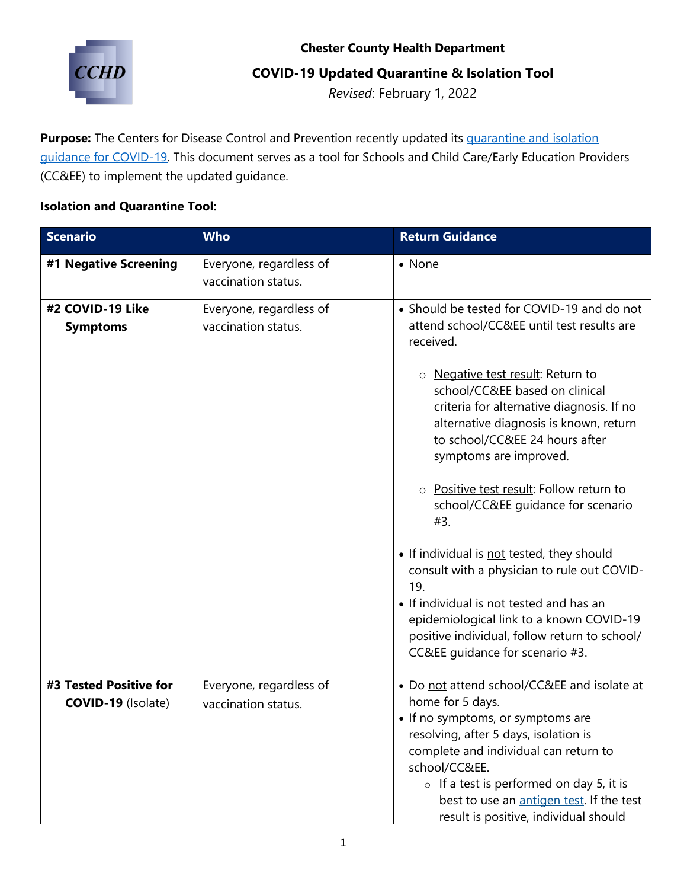**Chester County Health Department**

# COVID-19 Updated Quarantine & Isolation Tool

*Revised*: February 1, 2022

**Purpose:** The Centers for Disease Control and Prevention recently updated its quarantine and isolation guidance for COVID-19. This document serves as a tool for Schools and Child Care/Early Education Providers (CC&EE) to implement the updated guidance.

**Isolation and Quarantine Tool:**

| Scenario | Who | Return Guidance |
|---|---|---|
| **#1 Negative Screening** | Everyone, regardless of vaccination status. | • None |
| **#2 COVID-19 Like Symptoms** | Everyone, regardless of vaccination status. | • Should be tested for COVID-19 and do not attend school/CC&EE until test results are received.<br>○ Negative test result: Return to school/CC&EE based on clinical criteria for alternative diagnosis. If no alternative diagnosis is known, return to school/CC&EE 24 hours after symptoms are improved.<br>○ Positive test result: Follow return to school/CC&EE guidance for scenario #3.<br>• If individual is not tested, they should consult with a physician to rule out COVID-19.<br>• If individual is not tested and has an epidemiological link to a known COVID-19 positive individual, follow return to school/ CC&EE guidance for scenario #3. |
| **#3 Tested Positive for COVID-19** (Isolate) | Everyone, regardless of vaccination status. | • Do not attend school/CC&EE and isolate at home for 5 days.<br>• If no symptoms, or symptoms are resolving, after 5 days, isolation is complete and individual can return to school/CC&EE.<br>○ If a test is performed on day 5, it is best to use an antigen test. If the test result is positive, individual should |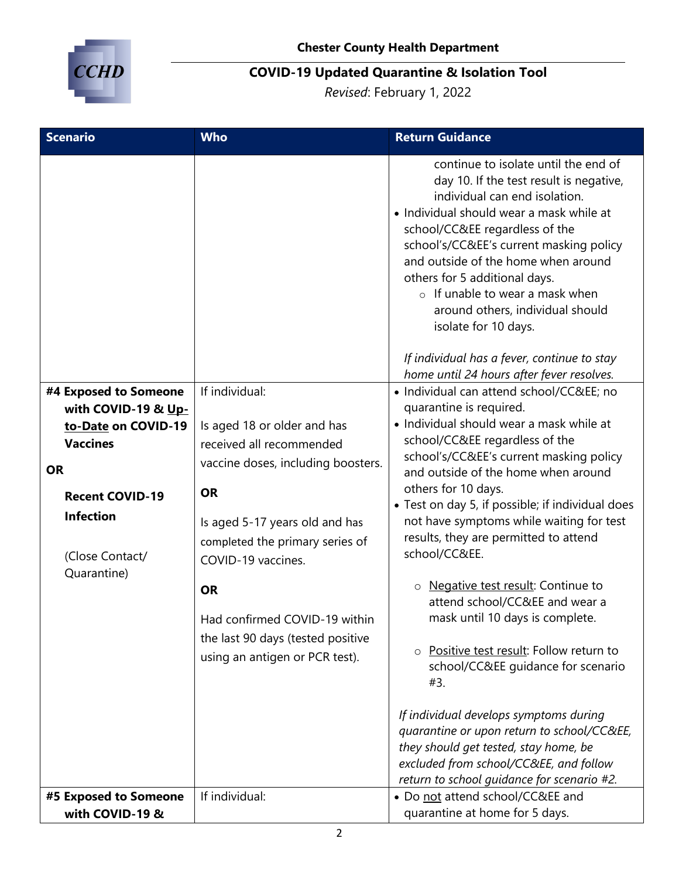| Scenario | Who | Return Guidance |
|---|---|---|
| | | continue to isolate until the end of day 10. If the test result is negative, individual can end isolation.<br>• Individual should wear a mask while at school/CC&EE regardless of the school's/CC&EE's current masking policy and outside of the home when around others for 5 additional days.<br>  ○ If unable to wear a mask when around others, individual should isolate for 10 days.<br><br>*If individual has a fever, continue to stay home until 24 hours after fever resolves.* |
| **#4 Exposed to Someone with COVID-19 & <u>Up-to-Date</u> on COVID-19 Vaccines**<br><br>**OR**<br><br>**Recent COVID-19 Infection**<br><br>(Close Contact/ Quarantine) | If individual:<br><br>Is aged 18 or older and has received all recommended vaccine doses, including boosters.<br><br>**OR**<br><br>Is aged 5-17 years old and has completed the primary series of COVID-19 vaccines.<br><br>**OR**<br><br>Had confirmed COVID-19 within the last 90 days (tested positive using an antigen or PCR test). | • Individual can attend school/CC&EE; no quarantine is required.<br>• Individual should wear a mask while at school/CC&EE regardless of the school's/CC&EE's current masking policy and outside of the home when around others for 10 days.<br>• Test on day 5, if possible; if individual does not have symptoms while waiting for test results, they are permitted to attend school/CC&EE.<br>  ○ <u>Negative test result</u>: Continue to attend school/CC&EE and wear a mask until 10 days is complete.<br>  ○ <u>Positive test result</u>: Follow return to school/CC&EE guidance for scenario #3.<br><br>*If individual develops symptoms during quarantine or upon return to school/CC&EE, they should get tested, stay home, be excluded from school/CC&EE, and follow return to school guidance for scenario #2.* |
| **#5 Exposed to Someone with COVID-19 &** | If individual: | • Do <u>not</u> attend school/CC&EE and quarantine at home for 5 days. |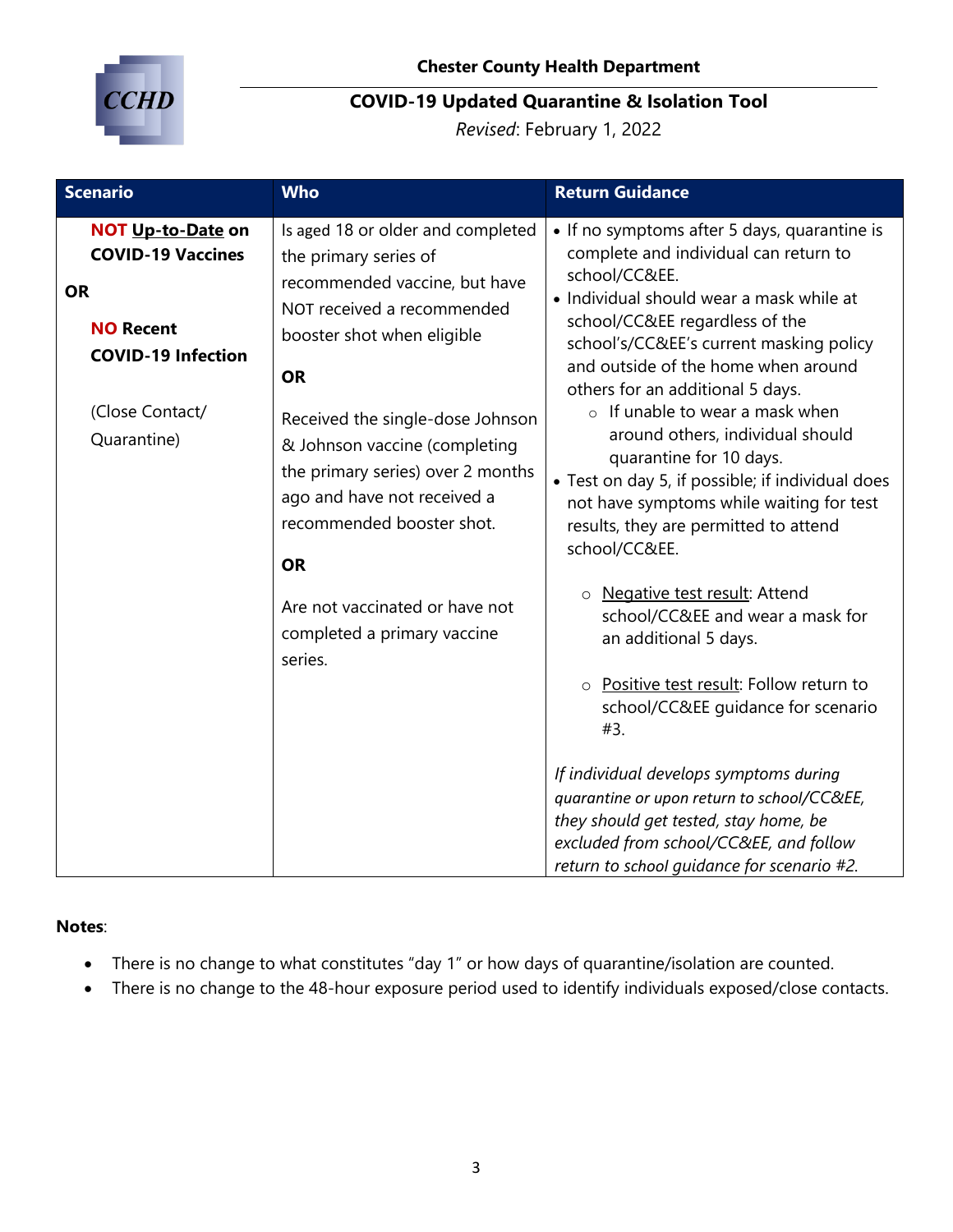**Chester County Health Department**

## COVID-19 Updated Quarantine & Isolation Tool

*Revised*: February 1, 2022

| Scenario | Who | Return Guidance |
|---|---|---|
| **NOT Up-to-Date on COVID-19 Vaccines**<br><br>**OR**<br><br>**NO Recent COVID-19 Infection**<br><br>(Close Contact/ Quarantine) | Is aged 18 or older and completed the primary series of recommended vaccine, but have NOT received a recommended booster shot when eligible<br><br>**OR**<br><br>Received the single-dose Johnson & Johnson vaccine (completing the primary series) over 2 months ago and have not received a recommended booster shot.<br><br>**OR**<br><br>Are not vaccinated or have not completed a primary vaccine series. | • If no symptoms after 5 days, quarantine is complete and individual can return to school/CC&EE.<br>• Individual should wear a mask while at school/CC&EE regardless of the school's/CC&EE's current masking policy and outside of the home when around others for an additional 5 days.<br>&nbsp;&nbsp;&nbsp;○ If unable to wear a mask when around others, individual should quarantine for 10 days.<br>• Test on day 5, if possible; if individual does not have symptoms while waiting for test results, they are permitted to attend school/CC&EE.<br>&nbsp;&nbsp;&nbsp;○ Negative test result: Attend school/CC&EE and wear a mask for an additional 5 days.<br>&nbsp;&nbsp;&nbsp;○ Positive test result: Follow return to school/CC&EE guidance for scenario #3.<br><br>*If individual develops symptoms during quarantine or upon return to school/CC&EE, they should get tested, stay home, be excluded from school/CC&EE, and follow return to school guidance for scenario #2.* |

**Notes**:

- There is no change to what constitutes "day 1" or how days of quarantine/isolation are counted.
- There is no change to the 48-hour exposure period used to identify individuals exposed/close contacts.